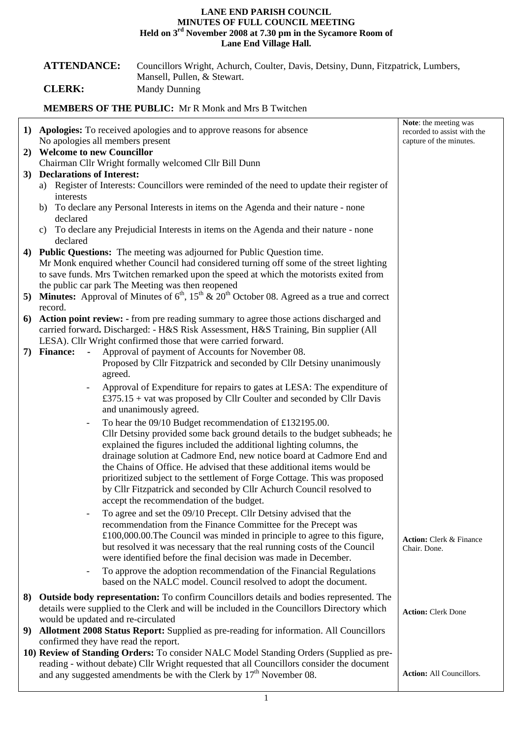# LANE END PARISH COUNCIL
## MINUTES OF FULL COUNCIL MEETING
### Held on 3rd November 2008 at 7.30 pm in the Sycamore Room of Lane End Village Hall.

**ATTENDANCE:** Councillors Wright, Achurch, Coulter, Davis, Detsiny, Dunn, Fitzpatrick, Lumbers, Mansell, Pullen, & Stewart.

**CLERK:** Mandy Dunning

**MEMBERS OF THE PUBLIC:** Mr R Monk and Mrs B Twitchen

| | |
|---|---|
| **1) Apologies:** To received apologies and to approve reasons for absence<br>No apologies all members present | **Note**: the meeting was recorded to assist with the capture of the minutes. |
| **2) Welcome to new Councillor**<br>Chairman Cllr Wright formally welcomed Cllr Bill Dunn | |
| **3) Declarations of Interest:**<br>a) Register of Interests: Councillors were reminded of the need to update their register of interests<br>b) To declare any Personal Interests in items on the Agenda and their nature - none declared<br>c) To declare any Prejudicial Interests in items on the Agenda and their nature - none declared | |
| **4) Public Questions:** The meeting was adjourned for Public Question time.<br>Mr Monk enquired whether Council had considered turning off some of the street lighting to save funds. Mrs Twitchen remarked upon the speed at which the motorists exited from the public car park The Meeting was then reopened | |
| **5) Minutes:** Approval of Minutes of 6th, 15th & 20th October 08. Agreed as a true and correct record. | |
| **6) Action point review: -** from pre reading summary to agree those actions discharged and carried forward**.** Discharged: - H&S Risk Assessment, H&S Training, Bin supplier (All LESA). Cllr Wright confirmed those that were carried forward. | |
| **7) Finance:**<br>- Approval of payment of Accounts for November 08. Proposed by Cllr Fitzpatrick and seconded by Cllr Detsiny unanimously agreed.<br>- Approval of Expenditure for repairs to gates at LESA: The expenditure of £375.15 + vat was proposed by Cllr Coulter and seconded by Cllr Davis and unanimously agreed.<br>- To hear the 09/10 Budget recommendation of £132195.00. Cllr Detsiny provided some back ground details to the budget subheads; he explained the figures included the additional lighting columns, the drainage solution at Cadmore End, new notice board at Cadmore End and the Chains of Office. He advised that these additional items would be prioritized subject to the settlement of Forge Cottage. This was proposed by Cllr Fitzpatrick and seconded by Cllr Achurch Council resolved to accept the recommendation of the budget.<br>- To agree and set the 09/10 Precept. Cllr Detsiny advised that the recommendation from the Finance Committee for the Precept was £100,000.00.The Council was minded in principle to agree to this figure, but resolved it was necessary that the real running costs of the Council were identified before the final decision was made in December.<br>- To approve the adoption recommendation of the Financial Regulations based on the NALC model. Council resolved to adopt the document. | **Action:** Clerk & Finance Chair. Done. |
| **8) Outside body representation:** To confirm Councillors details and bodies represented. The details were supplied to the Clerk and will be included in the Councillors Directory which would be updated and re-circulated | **Action:** Clerk Done |
| **9) Allotment 2008 Status Report:** Supplied as pre-reading for information. All Councillors confirmed they have read the report. | |
| **10) Review of Standing Orders:** To consider NALC Model Standing Orders (Supplied as pre-reading - without debate) Cllr Wright requested that all Councillors consider the document and any suggested amendments be with the Clerk by 17th November 08. | **Action:** All Councillors. |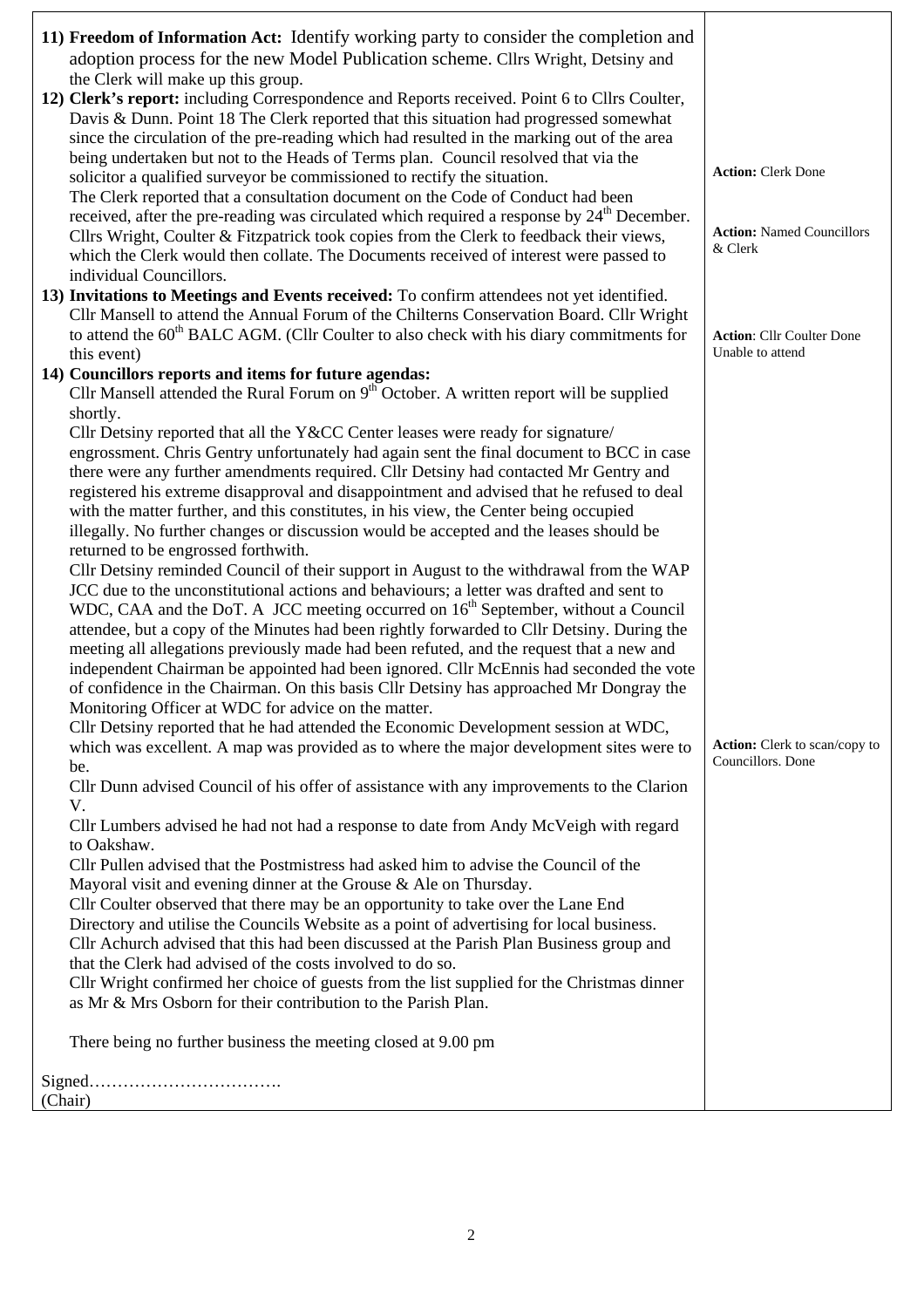| | |
|---|---|
| **11) Freedom of Information Act:** Identify working party to consider the completion and adoption process for the new Model Publication scheme. Cllrs Wright, Detsiny and the Clerk will make up this group. | |
| **12) Clerk's report:** including Correspondence and Reports received. Point 6 to Cllrs Coulter, Davis & Dunn. Point 18 The Clerk reported that this situation had progressed somewhat since the circulation of the pre-reading which had resulted in the marking out of the area being undertaken but not to the Heads of Terms plan. Council resolved that via the solicitor a qualified surveyor be commissioned to rectify the situation. | **Action:** Clerk Done |
| The Clerk reported that a consultation document on the Code of Conduct had been received, after the pre-reading was circulated which required a response by 24th December. Cllrs Wright, Coulter & Fitzpatrick took copies from the Clerk to feedback their views, which the Clerk would then collate. The Documents received of interest were passed to individual Councillors. | **Action:** Named Councillors & Clerk |
| **13) Invitations to Meetings and Events received:** To confirm attendees not yet identified. Cllr Mansell to attend the Annual Forum of the Chilterns Conservation Board. Cllr Wright to attend the 60th BALC AGM. (Cllr Coulter to also check with his diary commitments for this event) | **Action**: Cllr Coulter Done Unable to attend |
| **14) Councillors reports and items for future agendas:** Cllr Mansell attended the Rural Forum on 9th October. A written report will be supplied shortly.<br>Cllr Detsiny reported that all the Y&CC Center leases were ready for signature/ engrossment. Chris Gentry unfortunately had again sent the final document to BCC in case there were any further amendments required. Cllr Detsiny had contacted Mr Gentry and registered his extreme disapproval and disappointment and advised that he refused to deal with the matter further, and this constitutes, in his view, the Center being occupied illegally. No further changes or discussion would be accepted and the leases should be returned to be engrossed forthwith.<br>Cllr Detsiny reminded Council of their support in August to the withdrawal from the WAP JCC due to the unconstitutional actions and behaviours; a letter was drafted and sent to WDC, CAA and the DoT. A JCC meeting occurred on 16th September, without a Council attendee, but a copy of the Minutes had been rightly forwarded to Cllr Detsiny. During the meeting all allegations previously made had been refuted, and the request that a new and independent Chairman be appointed had been ignored. Cllr McEnnis had seconded the vote of confidence in the Chairman. On this basis Cllr Detsiny has approached Mr Dongray the Monitoring Officer at WDC for advice on the matter. | |
| Cllr Detsiny reported that he had attended the Economic Development session at WDC, which was excellent. A map was provided as to where the major development sites were to be. | **Action:** Clerk to scan/copy to Councillors. Done |
| Cllr Dunn advised Council of his offer of assistance with any improvements to the Clarion V.<br>Cllr Lumbers advised he had not had a response to date from Andy McVeigh with regard to Oakshaw.<br>Cllr Pullen advised that the Postmistress had asked him to advise the Council of the Mayoral visit and evening dinner at the Grouse & Ale on Thursday.<br>Cllr Coulter observed that there may be an opportunity to take over the Lane End Directory and utilise the Councils Website as a point of advertising for local business. Cllr Achurch advised that this had been discussed at the Parish Plan Business group and that the Clerk had advised of the costs involved to do so.<br>Cllr Wright confirmed her choice of guests from the list supplied for the Christmas dinner as Mr & Mrs Osborn for their contribution to the Parish Plan.<br><br>There being no further business the meeting closed at 9.00 pm<br><br>Signed…………………………….<br>(Chair) | |